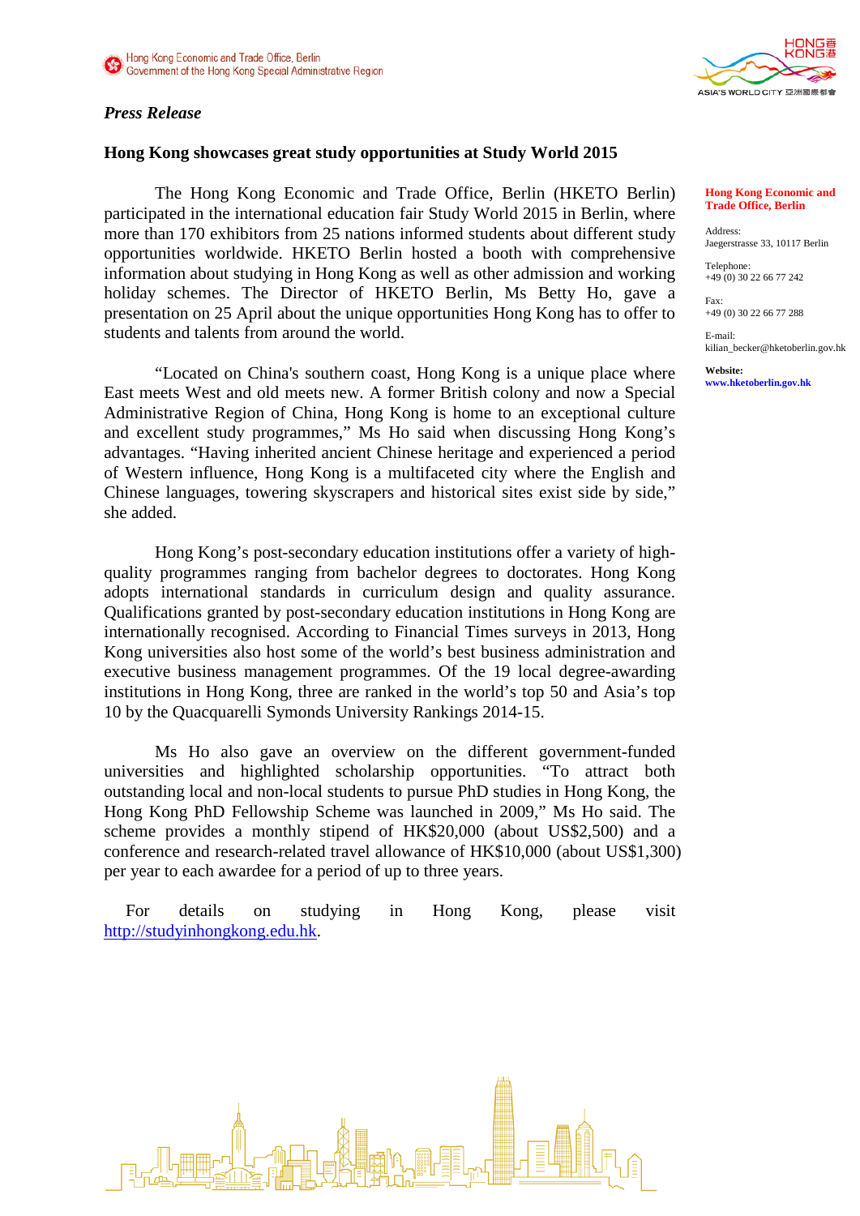Hong Kong Economic and Trade Office, Berlin
Government of the Hong Kong Special Administrative Region

*Press Release*

**Hong Kong showcases great study opportunities at Study World 2015**

The Hong Kong Economic and Trade Office, Berlin (HKETO Berlin) participated in the international education fair Study World 2015 in Berlin, where more than 170 exhibitors from 25 nations informed students about different study opportunities worldwide. HKETO Berlin hosted a booth with comprehensive information about studying in Hong Kong as well as other admission and working holiday schemes. The Director of HKETO Berlin, Ms Betty Ho, gave a presentation on 25 April about the unique opportunities Hong Kong has to offer to students and talents from around the world.

"Located on China's southern coast, Hong Kong is a unique place where East meets West and old meets new. A former British colony and now a Special Administrative Region of China, Hong Kong is home to an exceptional culture and excellent study programmes," Ms Ho said when discussing Hong Kong's advantages. "Having inherited ancient Chinese heritage and experienced a period of Western influence, Hong Kong is a multifaceted city where the English and Chinese languages, towering skyscrapers and historical sites exist side by side," she added.

Hong Kong's post-secondary education institutions offer a variety of high-quality programmes ranging from bachelor degrees to doctorates. Hong Kong adopts international standards in curriculum design and quality assurance. Qualifications granted by post-secondary education institutions in Hong Kong are internationally recognised. According to Financial Times surveys in 2013, Hong Kong universities also host some of the world's best business administration and executive business management programmes. Of the 19 local degree-awarding institutions in Hong Kong, three are ranked in the world's top 50 and Asia's top 10 by the Quacquarelli Symonds University Rankings 2014-15.

Ms Ho also gave an overview on the different government-funded universities and highlighted scholarship opportunities. "To attract both outstanding local and non-local students to pursue PhD studies in Hong Kong, the Hong Kong PhD Fellowship Scheme was launched in 2009," Ms Ho said. The scheme provides a monthly stipend of HK$20,000 (about US$2,500) and a conference and research-related travel allowance of HK$10,000 (about US$1,300) per year to each awardee for a period of up to three years.

For details on studying in Hong Kong, please visit http://studyinhongkong.edu.hk.

**Hong Kong Economic and Trade Office, Berlin**

Address:
Jaegerstrasse 33, 10117 Berlin

Telephone:
+49 (0) 30 22 66 77 242

Fax:
+49 (0) 30 22 66 77 288

E-mail:
kilian_becker@hketoberlin.gov.hk

**Website:**
**www.hketoberlin.gov.hk**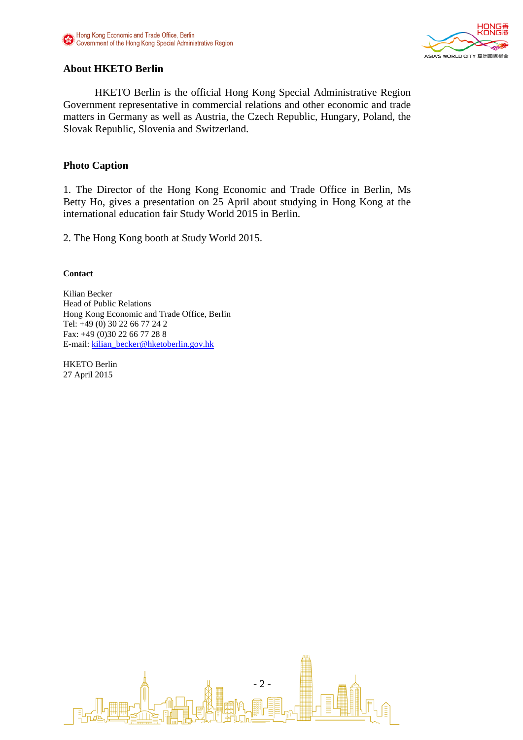## About HKETO Berlin

HKETO Berlin is the official Hong Kong Special Administrative Region Government representative in commercial relations and other economic and trade matters in Germany as well as Austria, the Czech Republic, Hungary, Poland, the Slovak Republic, Slovenia and Switzerland.

## Photo Caption

1. The Director of the Hong Kong Economic and Trade Office in Berlin, Ms Betty Ho, gives a presentation on 25 April about studying in Hong Kong at the international education fair Study World 2015 in Berlin.

2. The Hong Kong booth at Study World 2015.

**Contact**

Kilian Becker
Head of Public Relations
Hong Kong Economic and Trade Office, Berlin
Tel: +49 (0) 30 22 66 77 24 2
Fax: +49 (0)30 22 66 77 28 8
E-mail: kilian_becker@hketoberlin.gov.hk

HKETO Berlin
27 April 2015